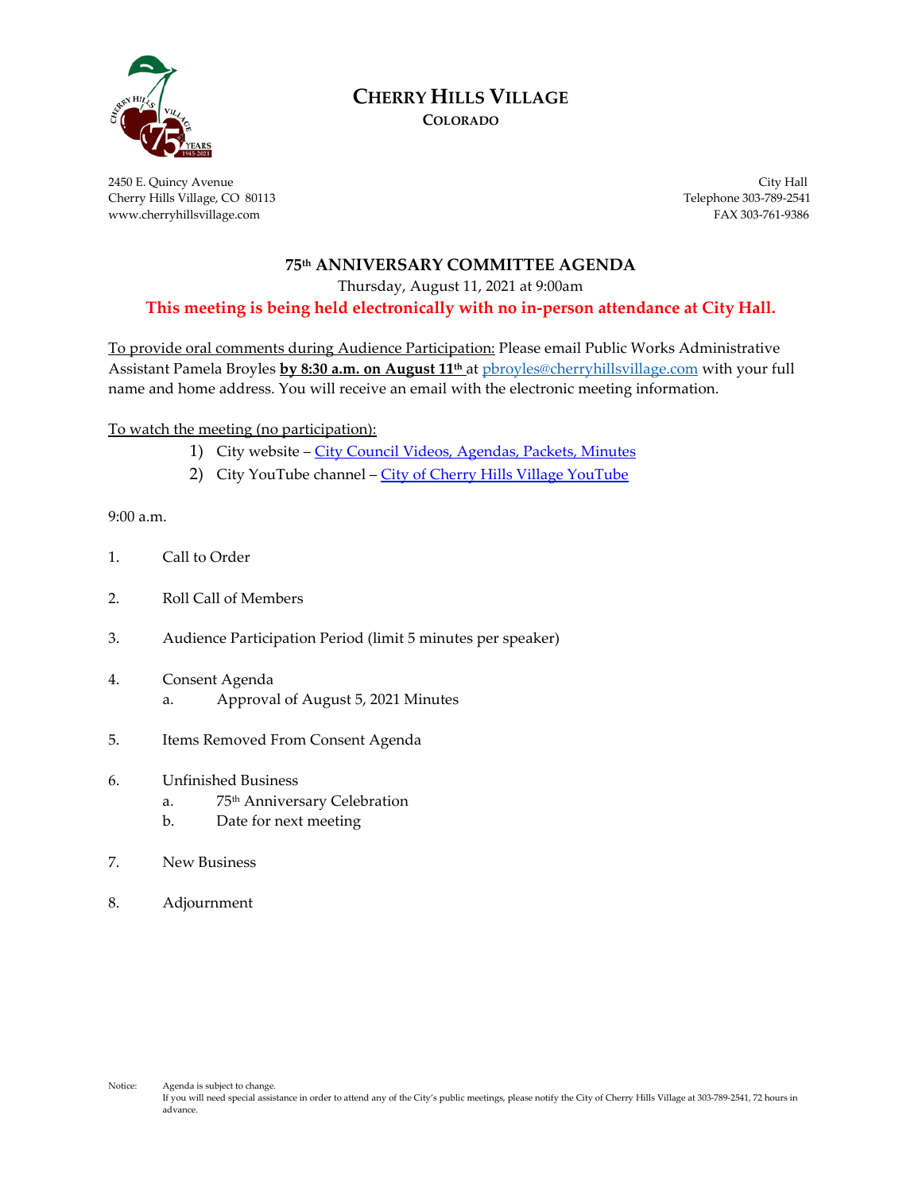# Cherry Hills Village

**Colorado**

2450 E. Quincy Avenue
Cherry Hills Village, CO 80113
www.cherryhillsvillage.com

City Hall
Telephone 303-789-2541
FAX 303-761-9386

## 75th ANNIVERSARY COMMITTEE AGENDA

Thursday, August 11, 2021 at 9:00am

**This meeting is being held electronically with no in-person attendance at City Hall.**

To provide oral comments during Audience Participation: Please email Public Works Administrative Assistant Pamela Broyles **by 8:30 a.m. on August 11th** at pbroyles@cherryhillsvillage.com with your full name and home address. You will receive an email with the electronic meeting information.

To watch the meeting (no participation):

1) City website – City Council Videos, Agendas, Packets, Minutes
2) City YouTube channel – City of Cherry Hills Village YouTube

9:00 a.m.

1. Call to Order

2. Roll Call of Members

3. Audience Participation Period (limit 5 minutes per speaker)

4. Consent Agenda
   a. Approval of August 5, 2021 Minutes

5. Items Removed From Consent Agenda

6. Unfinished Business
   a. 75th Anniversary Celebration
   b. Date for next meeting

7. New Business

8. Adjournment

Notice: Agenda is subject to change.
If you will need special assistance in order to attend any of the City's public meetings, please notify the City of Cherry Hills Village at 303-789-2541, 72 hours in advance.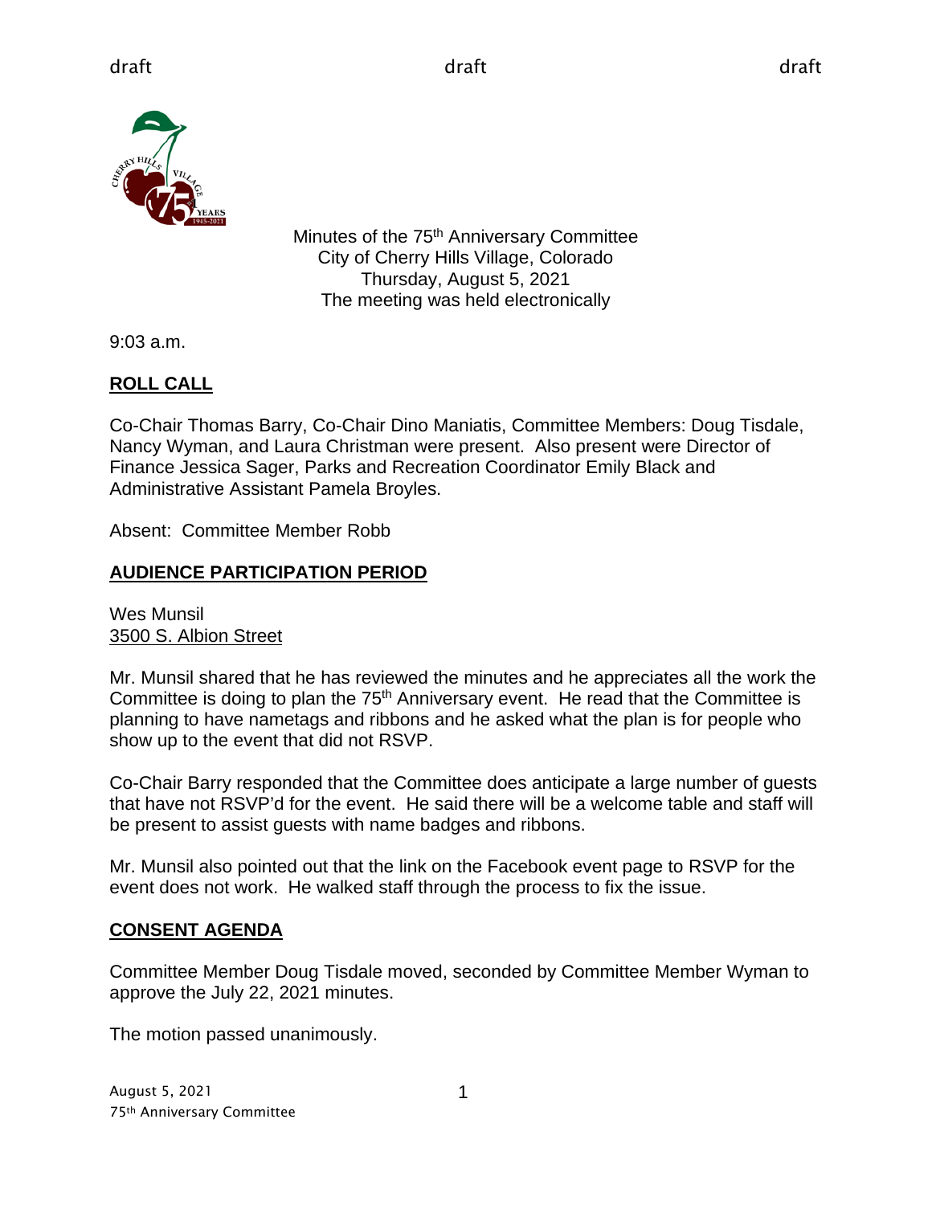draft draft draft

Minutes of the 75th Anniversary Committee
City of Cherry Hills Village, Colorado
Thursday, August 5, 2021
The meeting was held electronically

9:03 a.m.

## ROLL CALL

Co-Chair Thomas Barry, Co-Chair Dino Maniatis, Committee Members: Doug Tisdale, Nancy Wyman, and Laura Christman were present. Also present were Director of Finance Jessica Sager, Parks and Recreation Coordinator Emily Black and Administrative Assistant Pamela Broyles.

Absent: Committee Member Robb

## AUDIENCE PARTICIPATION PERIOD

Wes Munsil
3500 S. Albion Street

Mr. Munsil shared that he has reviewed the minutes and he appreciates all the work the Committee is doing to plan the 75th Anniversary event. He read that the Committee is planning to have nametags and ribbons and he asked what the plan is for people who show up to the event that did not RSVP.

Co-Chair Barry responded that the Committee does anticipate a large number of guests that have not RSVP'd for the event. He said there will be a welcome table and staff will be present to assist guests with name badges and ribbons.

Mr. Munsil also pointed out that the link on the Facebook event page to RSVP for the event does not work. He walked staff through the process to fix the issue.

## CONSENT AGENDA

Committee Member Doug Tisdale moved, seconded by Committee Member Wyman to approve the July 22, 2021 minutes.

The motion passed unanimously.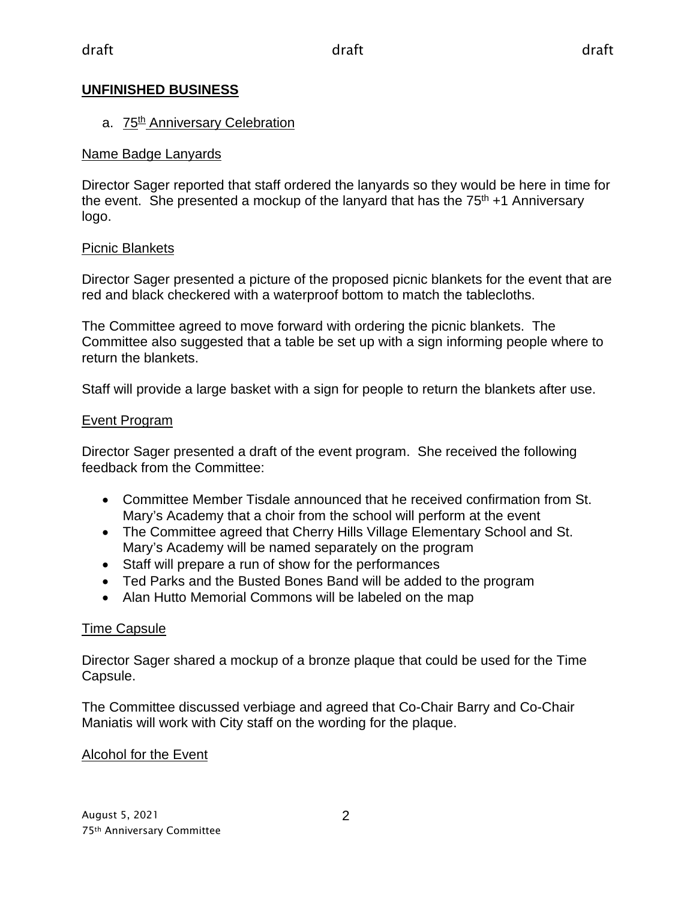## UNFINISHED BUSINESS

a. 75th Anniversary Celebration

Name Badge Lanyards

Director Sager reported that staff ordered the lanyards so they would be here in time for the event. She presented a mockup of the lanyard that has the 75th +1 Anniversary logo.

Picnic Blankets

Director Sager presented a picture of the proposed picnic blankets for the event that are red and black checkered with a waterproof bottom to match the tablecloths.

The Committee agreed to move forward with ordering the picnic blankets. The Committee also suggested that a table be set up with a sign informing people where to return the blankets.

Staff will provide a large basket with a sign for people to return the blankets after use.

Event Program

Director Sager presented a draft of the event program. She received the following feedback from the Committee:

- Committee Member Tisdale announced that he received confirmation from St. Mary's Academy that a choir from the school will perform at the event
- The Committee agreed that Cherry Hills Village Elementary School and St. Mary's Academy will be named separately on the program
- Staff will prepare a run of show for the performances
- Ted Parks and the Busted Bones Band will be added to the program
- Alan Hutto Memorial Commons will be labeled on the map

Time Capsule

Director Sager shared a mockup of a bronze plaque that could be used for the Time Capsule.

The Committee discussed verbiage and agreed that Co-Chair Barry and Co-Chair Maniatis will work with City staff on the wording for the plaque.

Alcohol for the Event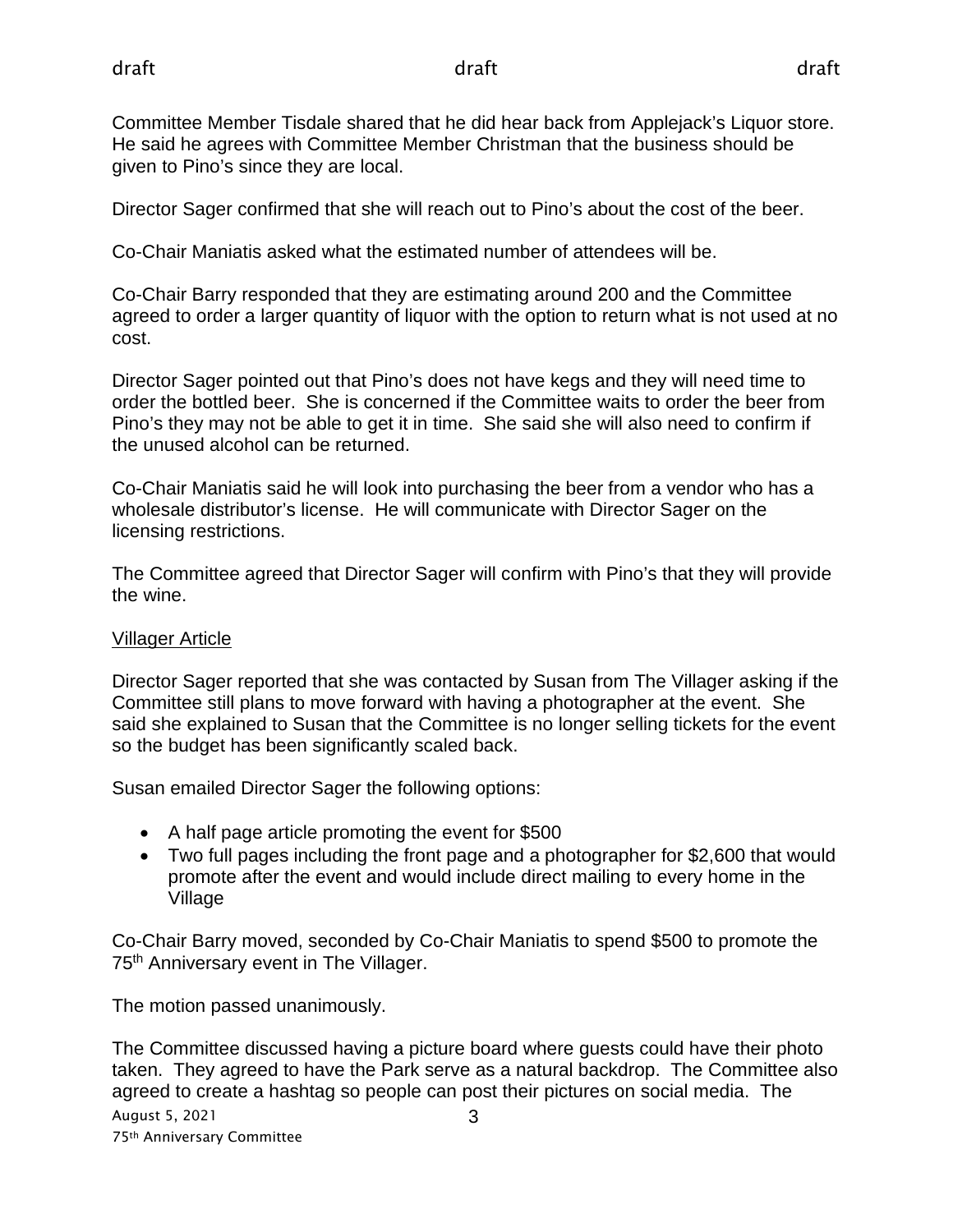Committee Member Tisdale shared that he did hear back from Applejack's Liquor store. He said he agrees with Committee Member Christman that the business should be given to Pino's since they are local.

Director Sager confirmed that she will reach out to Pino's about the cost of the beer.

Co-Chair Maniatis asked what the estimated number of attendees will be.

Co-Chair Barry responded that they are estimating around 200 and the Committee agreed to order a larger quantity of liquor with the option to return what is not used at no cost.

Director Sager pointed out that Pino's does not have kegs and they will need time to order the bottled beer. She is concerned if the Committee waits to order the beer from Pino's they may not be able to get it in time. She said she will also need to confirm if the unused alcohol can be returned.

Co-Chair Maniatis said he will look into purchasing the beer from a vendor who has a wholesale distributor's license. He will communicate with Director Sager on the licensing restrictions.

The Committee agreed that Director Sager will confirm with Pino's that they will provide the wine.

<u>Villager Article</u>

Director Sager reported that she was contacted by Susan from The Villager asking if the Committee still plans to move forward with having a photographer at the event. She said she explained to Susan that the Committee is no longer selling tickets for the event so the budget has been significantly scaled back.

Susan emailed Director Sager the following options:

- A half page article promoting the event for $500
- Two full pages including the front page and a photographer for $2,600 that would promote after the event and would include direct mailing to every home in the Village

Co-Chair Barry moved, seconded by Co-Chair Maniatis to spend $500 to promote the 75th Anniversary event in The Villager.

The motion passed unanimously.

The Committee discussed having a picture board where guests could have their photo taken. They agreed to have the Park serve as a natural backdrop. The Committee also agreed to create a hashtag so people can post their pictures on social media. The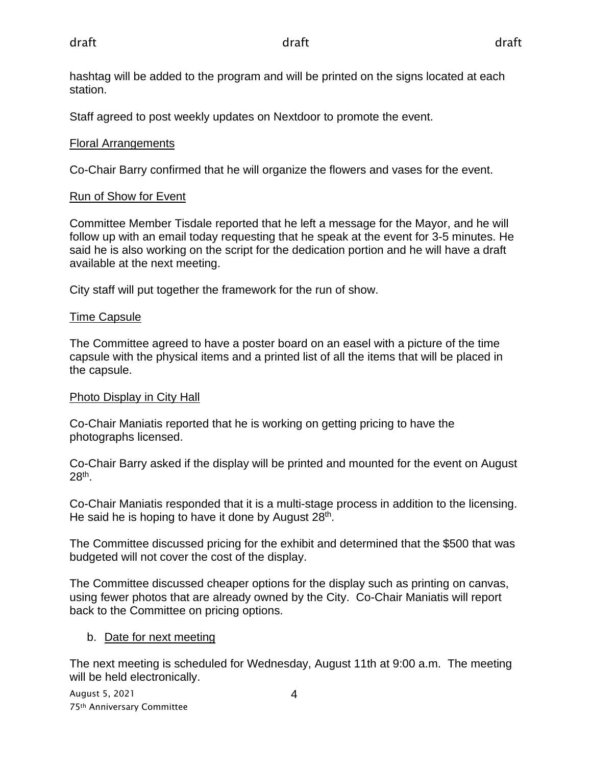hashtag will be added to the program and will be printed on the signs located at each station.

Staff agreed to post weekly updates on Nextdoor to promote the event.

Floral Arrangements

Co-Chair Barry confirmed that he will organize the flowers and vases for the event.

Run of Show for Event

Committee Member Tisdale reported that he left a message for the Mayor, and he will follow up with an email today requesting that he speak at the event for 3-5 minutes. He said he is also working on the script for the dedication portion and he will have a draft available at the next meeting.

City staff will put together the framework for the run of show.

Time Capsule

The Committee agreed to have a poster board on an easel with a picture of the time capsule with the physical items and a printed list of all the items that will be placed in the capsule.

Photo Display in City Hall

Co-Chair Maniatis reported that he is working on getting pricing to have the photographs licensed.

Co-Chair Barry asked if the display will be printed and mounted for the event on August 28th.

Co-Chair Maniatis responded that it is a multi-stage process in addition to the licensing. He said he is hoping to have it done by August 28th.

The Committee discussed pricing for the exhibit and determined that the $500 that was budgeted will not cover the cost of the display.

The Committee discussed cheaper options for the display such as printing on canvas, using fewer photos that are already owned by the City. Co-Chair Maniatis will report back to the Committee on pricing options.

b. Date for next meeting

The next meeting is scheduled for Wednesday, August 11th at 9:00 a.m. The meeting will be held electronically.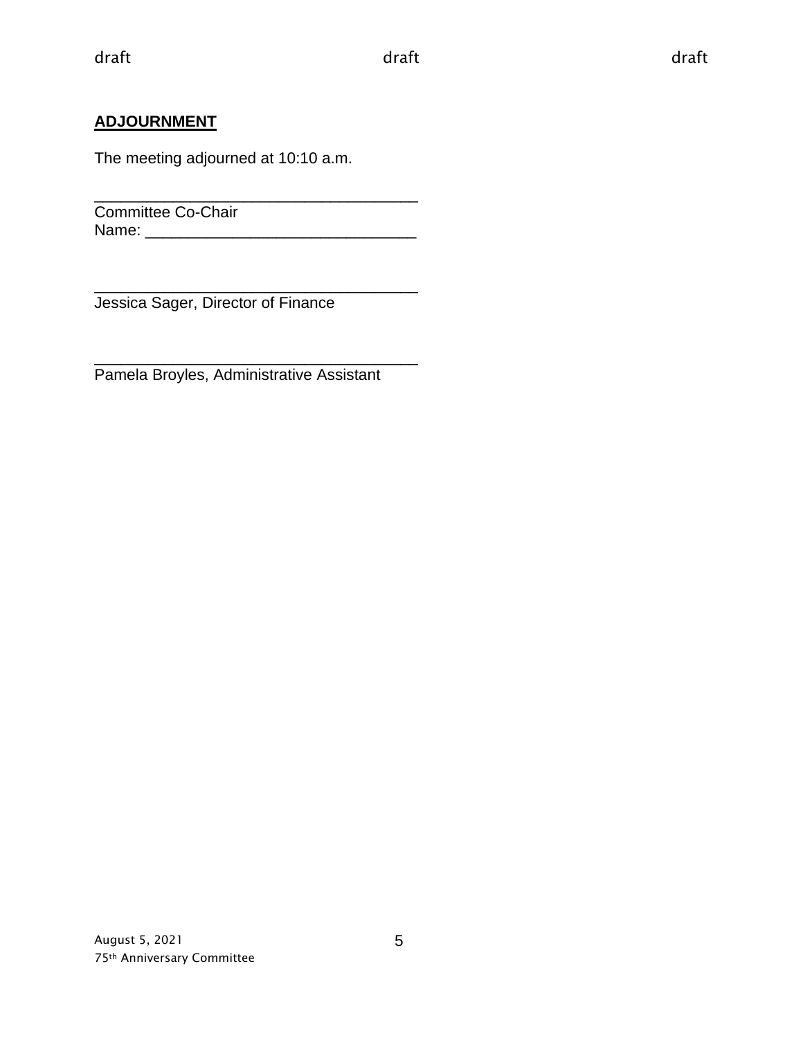## ADJOURNMENT

The meeting adjourned at 10:10 a.m.

_____________________________________
Committee Co-Chair
Name: _______________________________

_____________________________________
Jessica Sager, Director of Finance

_____________________________________
Pamela Broyles, Administrative Assistant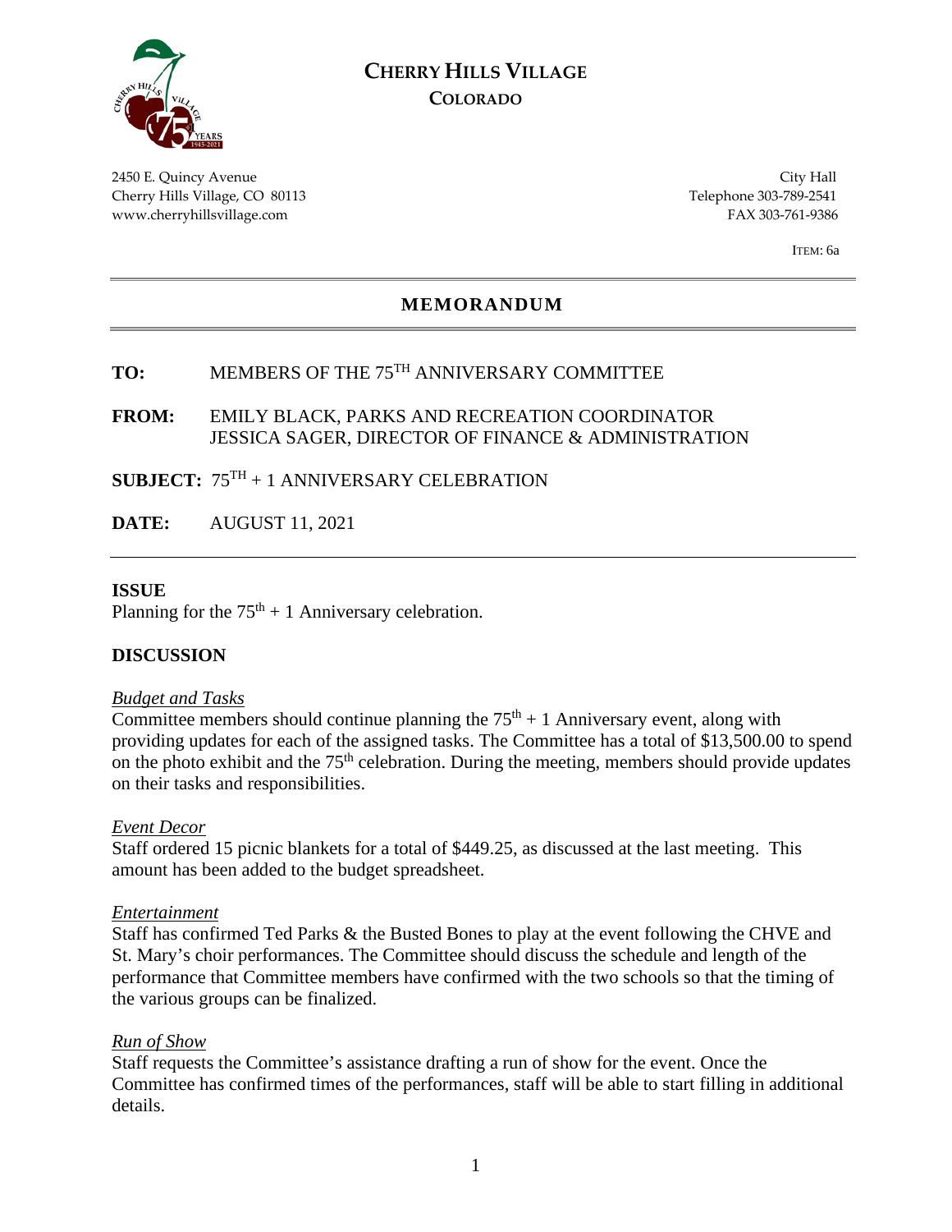# CHERRY HILLS VILLAGE
## COLORADO

2450 E. Quincy Avenue
Cherry Hills Village, CO 80113
www.cherryhillsvillage.com

City Hall
Telephone 303-789-2541
FAX 303-761-9386

ITEM: 6a

## MEMORANDUM

**TO:** MEMBERS OF THE 75TH ANNIVERSARY COMMITTEE

**FROM:** EMILY BLACK, PARKS AND RECREATION COORDINATOR
JESSICA SAGER, DIRECTOR OF FINANCE & ADMINISTRATION

**SUBJECT:** 75TH + 1 ANNIVERSARY CELEBRATION

**DATE:** AUGUST 11, 2021

---

**ISSUE**

Planning for the 75th + 1 Anniversary celebration.

**DISCUSSION**

*Budget and Tasks*

Committee members should continue planning the 75th + 1 Anniversary event, along with providing updates for each of the assigned tasks. The Committee has a total of $13,500.00 to spend on the photo exhibit and the 75th celebration. During the meeting, members should provide updates on their tasks and responsibilities.

*Event Decor*

Staff ordered 15 picnic blankets for a total of $449.25, as discussed at the last meeting. This amount has been added to the budget spreadsheet.

*Entertainment*

Staff has confirmed Ted Parks & the Busted Bones to play at the event following the CHVE and St. Mary's choir performances. The Committee should discuss the schedule and length of the performance that Committee members have confirmed with the two schools so that the timing of the various groups can be finalized.

*Run of Show*

Staff requests the Committee's assistance drafting a run of show for the event. Once the Committee has confirmed times of the performances, staff will be able to start filling in additional details.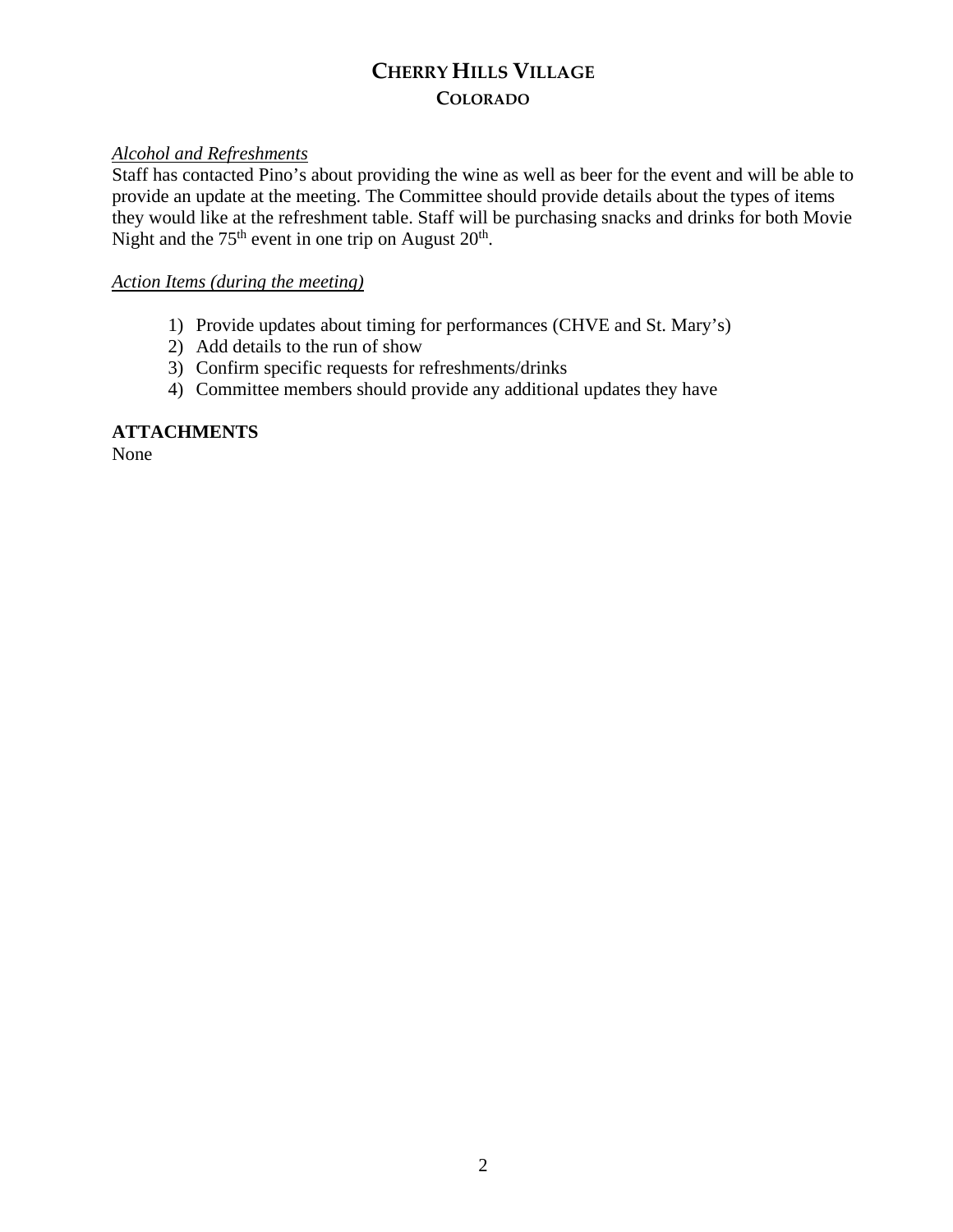*Alcohol and Refreshments*

Staff has contacted Pino's about providing the wine as well as beer for the event and will be able to provide an update at the meeting. The Committee should provide details about the types of items they would like at the refreshment table. Staff will be purchasing snacks and drinks for both Movie Night and the 75th event in one trip on August 20th.

*Action Items (during the meeting)*

1) Provide updates about timing for performances (CHVE and St. Mary's)
2) Add details to the run of show
3) Confirm specific requests for refreshments/drinks
4) Committee members should provide any additional updates they have

**ATTACHMENTS**

None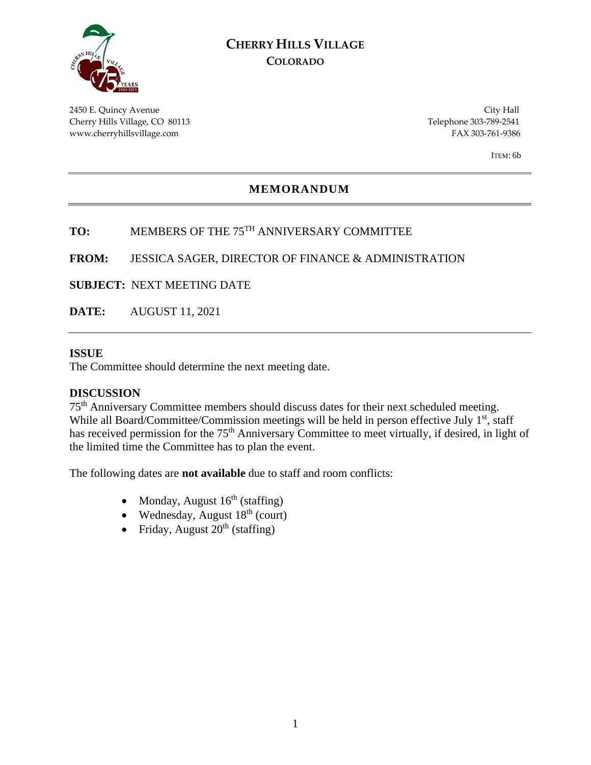# CHERRY HILLS VILLAGE
## COLORADO

2450 E. Quincy Avenue
Cherry Hills Village, CO 80113
www.cherryhillsvillage.com

City Hall
Telephone 303-789-2541
FAX 303-761-9386

ITEM: 6b

## MEMORANDUM

**TO:** MEMBERS OF THE 75TH ANNIVERSARY COMMITTEE

**FROM:** JESSICA SAGER, DIRECTOR OF FINANCE & ADMINISTRATION

**SUBJECT:** NEXT MEETING DATE

**DATE:** AUGUST 11, 2021

### ISSUE
The Committee should determine the next meeting date.

### DISCUSSION
75th Anniversary Committee members should discuss dates for their next scheduled meeting. While all Board/Committee/Commission meetings will be held in person effective July 1st, staff has received permission for the 75th Anniversary Committee to meet virtually, if desired, in light of the limited time the Committee has to plan the event.

The following dates are **not available** due to staff and room conflicts:

- Monday, August 16th (staffing)
- Wednesday, August 18th (court)
- Friday, August 20th (staffing)